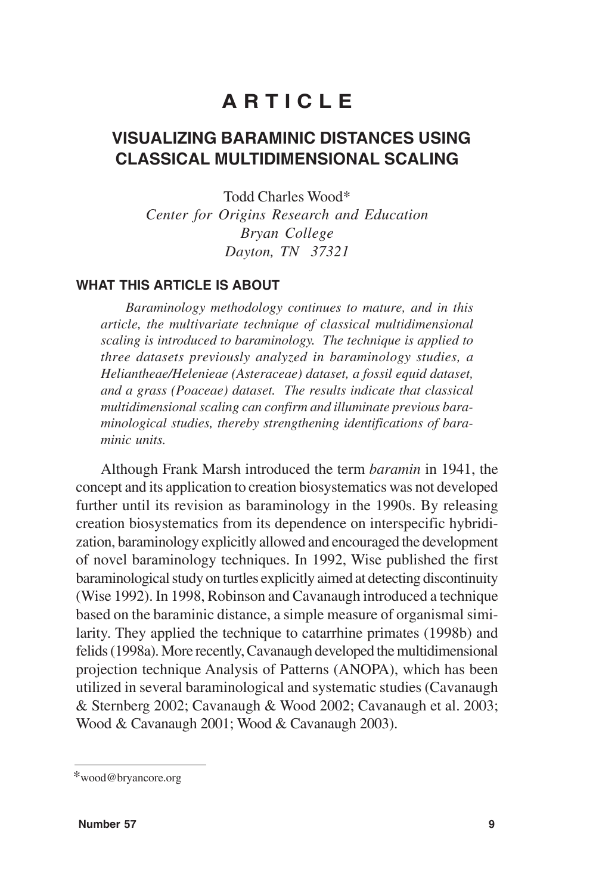# ARTICLE

## VISUALIZING BARAMINIC DISTANCES USING CLASSICAL MULTIDIMENSIONAL SCALING

Todd Charles Wood*
*Center for Origins Research and Education*
*Bryan College*
*Dayton, TN 37321*

### WHAT THIS ARTICLE IS ABOUT

*Baraminology methodology continues to mature, and in this article, the multivariate technique of classical multidimensional scaling is introduced to baraminology. The technique is applied to three datasets previously analyzed in baraminology studies, a Heliantheae/Helenieae (Asteraceae) dataset, a fossil equid dataset, and a grass (Poaceae) dataset. The results indicate that classical multidimensional scaling can confirm and illuminate previous baraminological studies, thereby strengthening identifications of baraminic units.*

Although Frank Marsh introduced the term *baramin* in 1941, the concept and its application to creation biosystematics was not developed further until its revision as baraminology in the 1990s. By releasing creation biosystematics from its dependence on interspecific hybridization, baraminology explicitly allowed and encouraged the development of novel baraminology techniques. In 1992, Wise published the first baraminological study on turtles explicitly aimed at detecting discontinuity (Wise 1992). In 1998, Robinson and Cavanaugh introduced a technique based on the baraminic distance, a simple measure of organismal similarity. They applied the technique to catarrhine primates (1998b) and felids (1998a). More recently, Cavanaugh developed the multidimensional projection technique Analysis of Patterns (ANOPA), which has been utilized in several baraminological and systematic studies (Cavanaugh & Sternberg 2002; Cavanaugh & Wood 2002; Cavanaugh et al. 2003; Wood & Cavanaugh 2001; Wood & Cavanaugh 2003).

*wood@bryancore.org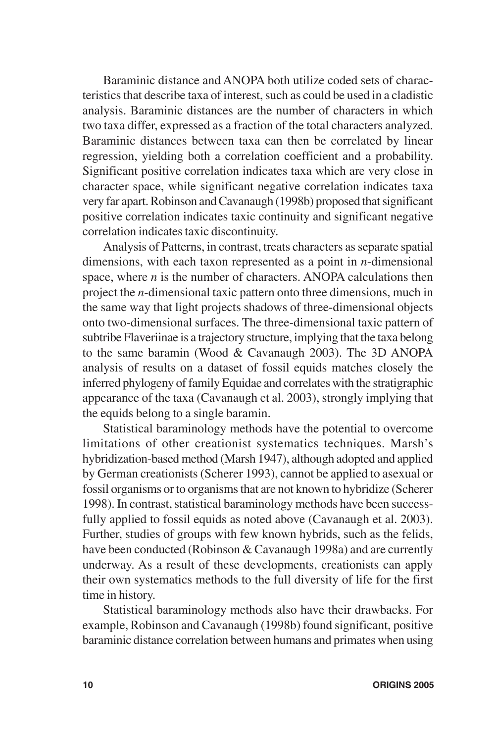Baraminic distance and ANOPA both utilize coded sets of characteristics that describe taxa of interest, such as could be used in a cladistic analysis. Baraminic distances are the number of characters in which two taxa differ, expressed as a fraction of the total characters analyzed. Baraminic distances between taxa can then be correlated by linear regression, yielding both a correlation coefficient and a probability. Significant positive correlation indicates taxa which are very close in character space, while significant negative correlation indicates taxa very far apart. Robinson and Cavanaugh (1998b) proposed that significant positive correlation indicates taxic continuity and significant negative correlation indicates taxic discontinuity.

Analysis of Patterns, in contrast, treats characters as separate spatial dimensions, with each taxon represented as a point in $n$-dimensional space, where $n$ is the number of characters. ANOPA calculations then project the $n$-dimensional taxic pattern onto three dimensions, much in the same way that light projects shadows of three-dimensional objects onto two-dimensional surfaces. The three-dimensional taxic pattern of subtribe Flaveriinae is a trajectory structure, implying that the taxa belong to the same baramin (Wood & Cavanaugh 2003). The 3D ANOPA analysis of results on a dataset of fossil equids matches closely the inferred phylogeny of family Equidae and correlates with the stratigraphic appearance of the taxa (Cavanaugh et al. 2003), strongly implying that the equids belong to a single baramin.

Statistical baraminology methods have the potential to overcome limitations of other creationist systematics techniques. Marsh's hybridization-based method (Marsh 1947), although adopted and applied by German creationists (Scherer 1993), cannot be applied to asexual or fossil organisms or to organisms that are not known to hybridize (Scherer 1998). In contrast, statistical baraminology methods have been successfully applied to fossil equids as noted above (Cavanaugh et al. 2003). Further, studies of groups with few known hybrids, such as the felids, have been conducted (Robinson & Cavanaugh 1998a) and are currently underway. As a result of these developments, creationists can apply their own systematics methods to the full diversity of life for the first time in history.

Statistical baraminology methods also have their drawbacks. For example, Robinson and Cavanaugh (1998b) found significant, positive baraminic distance correlation between humans and primates when using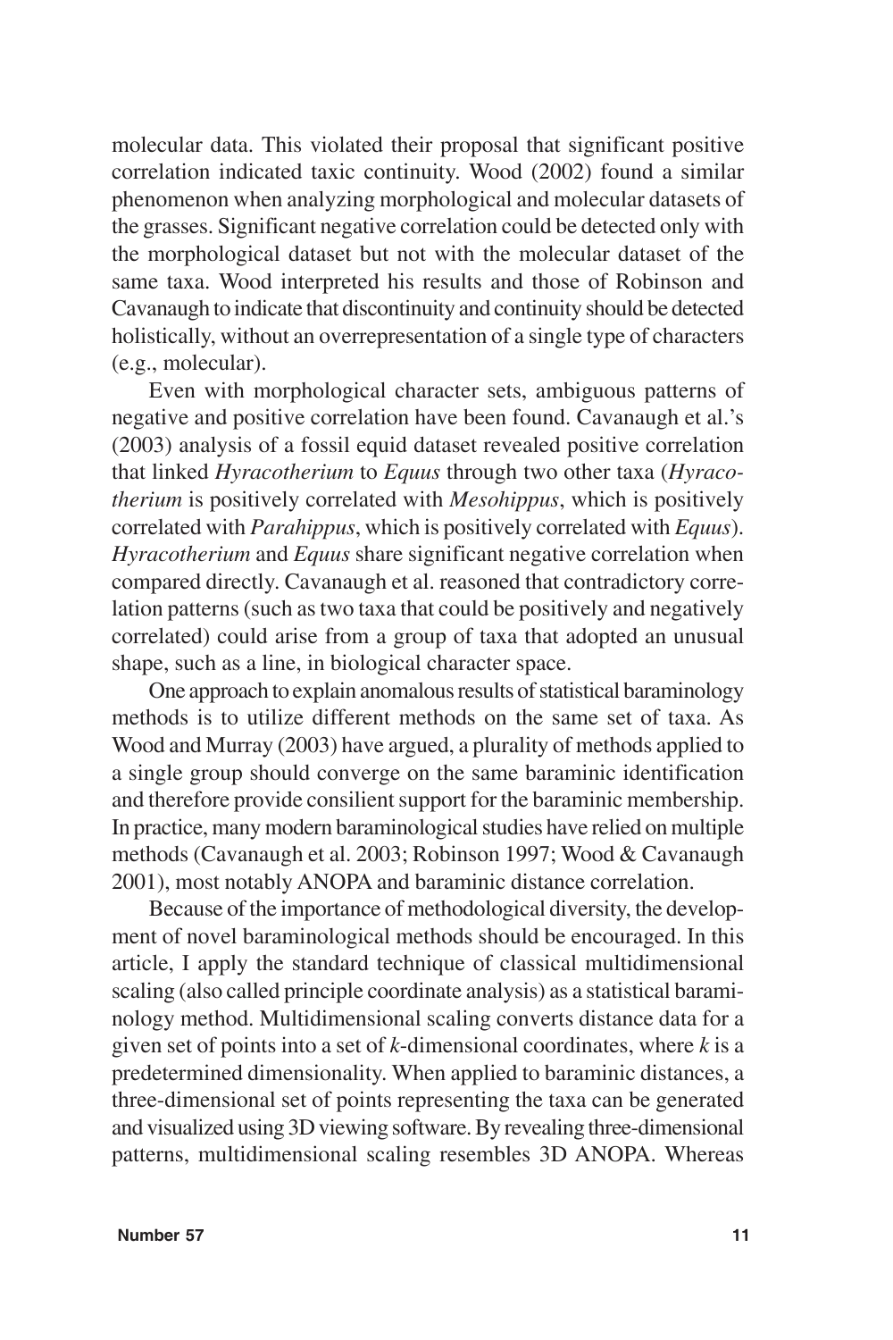molecular data. This violated their proposal that significant positive correlation indicated taxic continuity. Wood (2002) found a similar phenomenon when analyzing morphological and molecular datasets of the grasses. Significant negative correlation could be detected only with the morphological dataset but not with the molecular dataset of the same taxa. Wood interpreted his results and those of Robinson and Cavanaugh to indicate that discontinuity and continuity should be detected holistically, without an overrepresentation of a single type of characters (e.g., molecular).

Even with morphological character sets, ambiguous patterns of negative and positive correlation have been found. Cavanaugh et al.'s (2003) analysis of a fossil equid dataset revealed positive correlation that linked *Hyracotherium* to *Equus* through two other taxa (*Hyracotherium* is positively correlated with *Mesohippus*, which is positively correlated with *Parahippus*, which is positively correlated with *Equus*). *Hyracotherium* and *Equus* share significant negative correlation when compared directly. Cavanaugh et al. reasoned that contradictory correlation patterns (such as two taxa that could be positively and negatively correlated) could arise from a group of taxa that adopted an unusual shape, such as a line, in biological character space.

One approach to explain anomalous results of statistical baraminology methods is to utilize different methods on the same set of taxa. As Wood and Murray (2003) have argued, a plurality of methods applied to a single group should converge on the same baraminic identification and therefore provide consilient support for the baraminic membership. In practice, many modern baraminological studies have relied on multiple methods (Cavanaugh et al. 2003; Robinson 1997; Wood & Cavanaugh 2001), most notably ANOPA and baraminic distance correlation.

Because of the importance of methodological diversity, the development of novel baraminological methods should be encouraged. In this article, I apply the standard technique of classical multidimensional scaling (also called principle coordinate analysis) as a statistical baraminology method. Multidimensional scaling converts distance data for a given set of points into a set of $k$-dimensional coordinates, where $k$ is a predetermined dimensionality. When applied to baraminic distances, a three-dimensional set of points representing the taxa can be generated and visualized using 3D viewing software. By revealing three-dimensional patterns, multidimensional scaling resembles 3D ANOPA. Whereas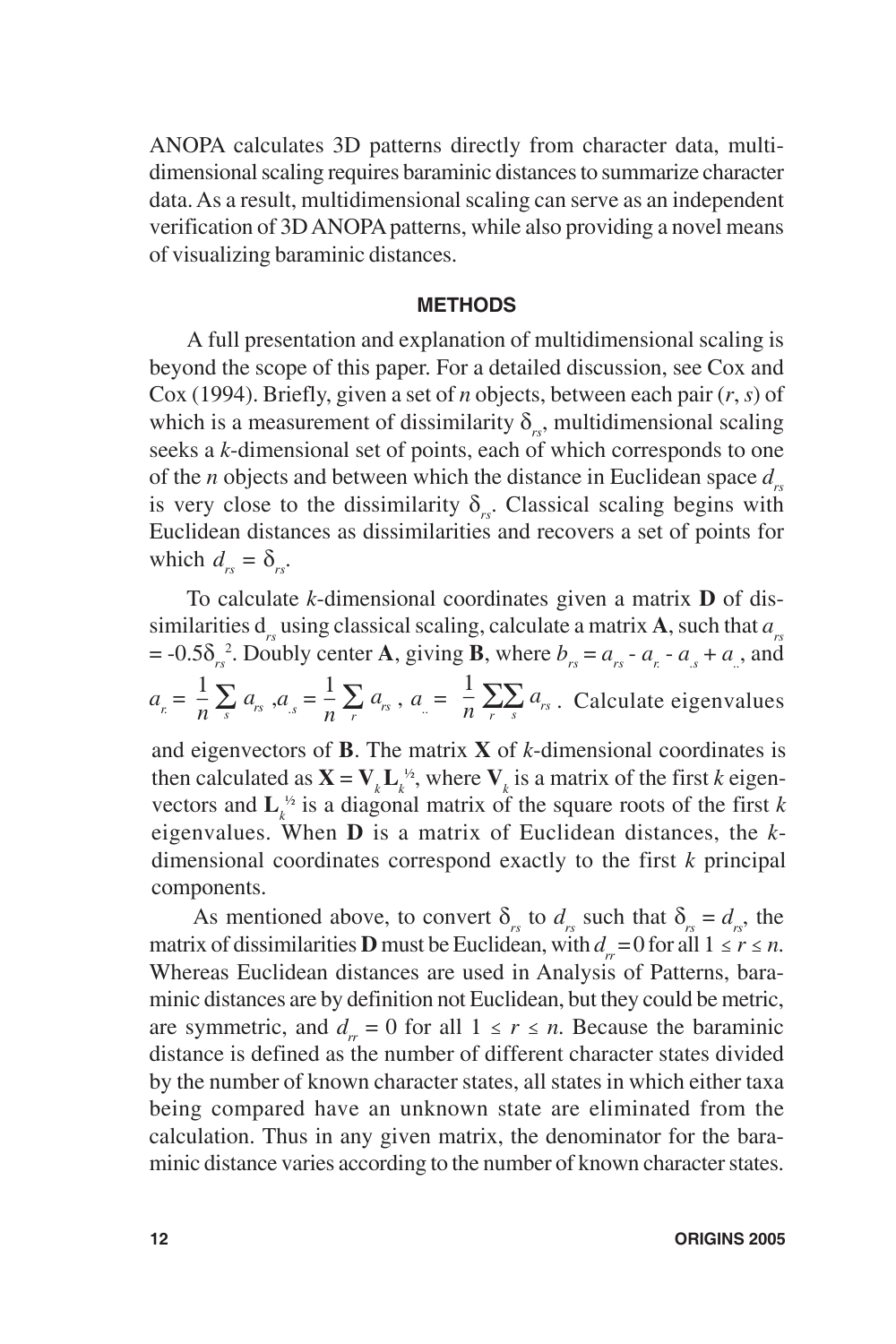ANOPA calculates 3D patterns directly from character data, multidimensional scaling requires baraminic distances to summarize character data. As a result, multidimensional scaling can serve as an independent verification of 3D ANOPA patterns, while also providing a novel means of visualizing baraminic distances.

## METHODS

A full presentation and explanation of multidimensional scaling is beyond the scope of this paper. For a detailed discussion, see Cox and Cox (1994). Briefly, given a set of *n* objects, between each pair (*r*, *s*) of which is a measurement of dissimilarity $\delta_{rs}$, multidimensional scaling seeks a *k*-dimensional set of points, each of which corresponds to one of the *n* objects and between which the distance in Euclidean space $d_{rs}$ is very close to the dissimilarity $\delta_{rs}$. Classical scaling begins with Euclidean distances as dissimilarities and recovers a set of points for which $d_{rs} = \delta_{rs}$.

To calculate *k*-dimensional coordinates given a matrix **D** of dissimilarities $d_{rs}$ using classical scaling, calculate a matrix **A**, such that $a_{rs} = -0.5\delta_{rs}^{2}$. Doubly center **A**, giving **B**, where $b_{rs} = a_{rs} - a_{r.} - a_{.s} + a_{..}$, and $a_{r.} = \frac{1}{n}\sum_{s} a_{rs}$, $a_{.s} = \frac{1}{n}\sum_{r} a_{rs}$, $a_{..} = \frac{1}{n}\sum_{r}\sum_{s} a_{rs}$. Calculate eigenvalues and eigenvectors of **B**. The matrix **X** of *k*-dimensional coordinates is then calculated as $\mathbf{X} = \mathbf{V}_k \mathbf{L}_k^{1/2}$, where $\mathbf{V}_k$ is a matrix of the first *k* eigenvectors and $\mathbf{L}_k^{1/2}$ is a diagonal matrix of the square roots of the first *k* eigenvalues. When **D** is a matrix of Euclidean distances, the *k*-dimensional coordinates correspond exactly to the first *k* principal components.

As mentioned above, to convert $\delta_{rs}$ to $d_{rs}$ such that $\delta_{rs} = d_{rs}$, the matrix of dissimilarities **D** must be Euclidean, with $d_{rr} = 0$ for all $1 \le r \le n$. Whereas Euclidean distances are used in Analysis of Patterns, baraminic distances are by definition not Euclidean, but they could be metric, are symmetric, and $d_{rr} = 0$ for all $1 \le r \le n$. Because the baraminic distance is defined as the number of different character states divided by the number of known character states, all states in which either taxa being compared have an unknown state are eliminated from the calculation. Thus in any given matrix, the denominator for the baraminic distance varies according to the number of known character states.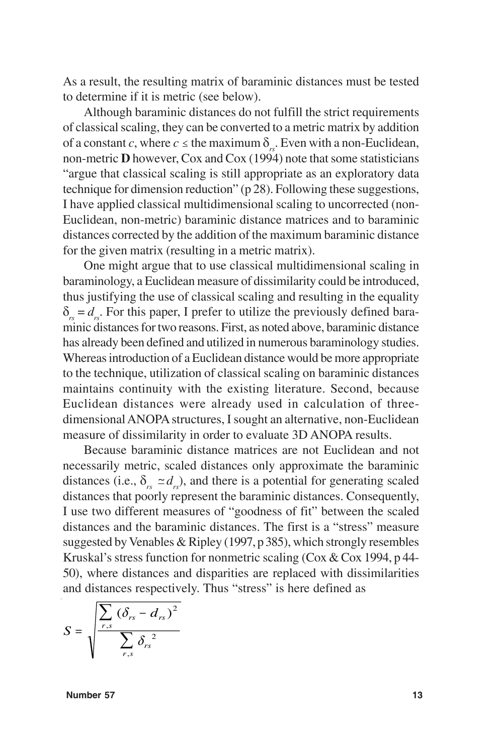As a result, the resulting matrix of baraminic distances must be tested to determine if it is metric (see below).

Although baraminic distances do not fulfill the strict requirements of classical scaling, they can be converted to a metric matrix by addition of a constant $c$, where $c \leq$ the maximum $\delta_{rs}$. Even with a non-Euclidean, non-metric **D** however, Cox and Cox (1994) note that some statisticians "argue that classical scaling is still appropriate as an exploratory data technique for dimension reduction" (p 28). Following these suggestions, I have applied classical multidimensional scaling to uncorrected (non-Euclidean, non-metric) baraminic distance matrices and to baraminic distances corrected by the addition of the maximum baraminic distance for the given matrix (resulting in a metric matrix).

One might argue that to use classical multidimensional scaling in baraminology, a Euclidean measure of dissimilarity could be introduced, thus justifying the use of classical scaling and resulting in the equality $\delta_{rs} = d_{rs}$. For this paper, I prefer to utilize the previously defined baraminic distances for two reasons. First, as noted above, baraminic distance has already been defined and utilized in numerous baraminology studies. Whereas introduction of a Euclidean distance would be more appropriate to the technique, utilization of classical scaling on baraminic distances maintains continuity with the existing literature. Second, because Euclidean distances were already used in calculation of three-dimensional ANOPA structures, I sought an alternative, non-Euclidean measure of dissimilarity in order to evaluate 3D ANOPA results.

Because baraminic distance matrices are not Euclidean and not necessarily metric, scaled distances only approximate the baraminic distances (i.e., $\delta_{rs} \simeq d_{rs}$), and there is a potential for generating scaled distances that poorly represent the baraminic distances. Consequently, I use two different measures of "goodness of fit" between the scaled distances and the baraminic distances. The first is a "stress" measure suggested by Venables & Ripley (1997, p 385), which strongly resembles Kruskal's stress function for nonmetric scaling (Cox & Cox 1994, p 44-50), where distances and disparities are replaced with dissimilarities and distances respectively. Thus "stress" is here defined as

$$S = \sqrt{\frac{\sum_{r,s} (\delta_{rs} - d_{rs})^2}{\sum_{r,s} \delta_{rs}^{\ 2}}}$$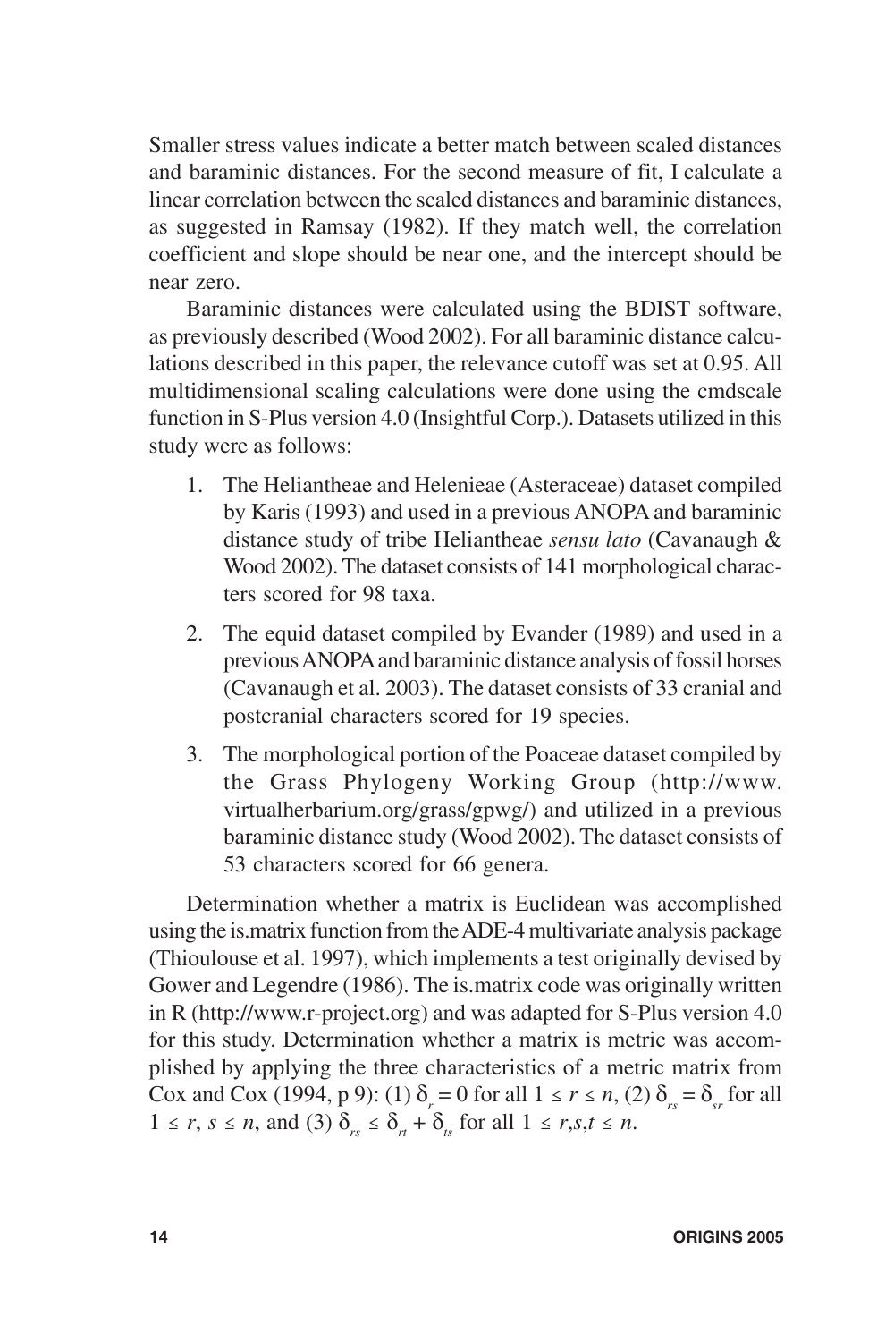Smaller stress values indicate a better match between scaled distances and baraminic distances. For the second measure of fit, I calculate a linear correlation between the scaled distances and baraminic distances, as suggested in Ramsay (1982). If they match well, the correlation coefficient and slope should be near one, and the intercept should be near zero.

Baraminic distances were calculated using the BDIST software, as previously described (Wood 2002). For all baraminic distance calculations described in this paper, the relevance cutoff was set at 0.95. All multidimensional scaling calculations were done using the cmdscale function in S-Plus version 4.0 (Insightful Corp.). Datasets utilized in this study were as follows:

1. The Heliantheae and Helenieae (Asteraceae) dataset compiled by Karis (1993) and used in a previous ANOPA and baraminic distance study of tribe Heliantheae *sensu lato* (Cavanaugh & Wood 2002). The dataset consists of 141 morphological characters scored for 98 taxa.
2. The equid dataset compiled by Evander (1989) and used in a previous ANOPA and baraminic distance analysis of fossil horses (Cavanaugh et al. 2003). The dataset consists of 33 cranial and postcranial characters scored for 19 species.
3. The morphological portion of the Poaceae dataset compiled by the Grass Phylogeny Working Group (http://www.virtualherbarium.org/grass/gpwg/) and utilized in a previous baraminic distance study (Wood 2002). The dataset consists of 53 characters scored for 66 genera.

Determination whether a matrix is Euclidean was accomplished using the is.matrix function from the ADE-4 multivariate analysis package (Thioulouse et al. 1997), which implements a test originally devised by Gower and Legendre (1986). The is.matrix code was originally written in R (http://www.r-project.org) and was adapted for S-Plus version 4.0 for this study. Determination whether a matrix is metric was accomplished by applying the three characteristics of a metric matrix from Cox and Cox (1994, p 9): (1) $\delta_r = 0$ for all $1 \le r \le n$, (2) $\delta_{rs} = \delta_{sr}$ for all $1 \le r, s \le n$, and (3) $\delta_{rs} \le \delta_{rt} + \delta_{ts}$ for all $1 \le r,s,t \le n$.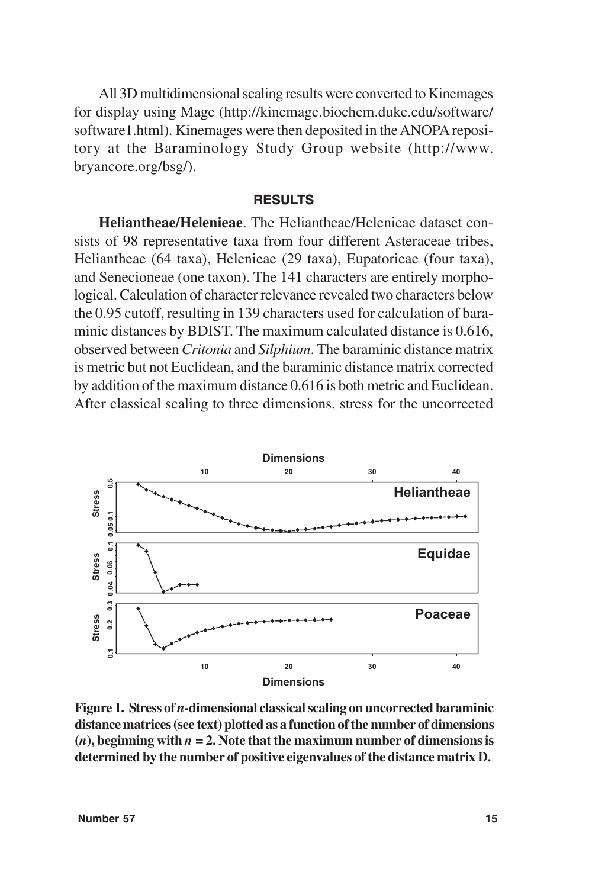All 3D multidimensional scaling results were converted to Kinemages for display using Mage (http://kinemage.biochem.duke.edu/software/software1.html). Kinemages were then deposited in the ANOPA repository at the Baraminology Study Group website (http://www.bryancore.org/bsg/).

## RESULTS

**Heliantheae/Helenieae**. The Heliantheae/Helenieae dataset consists of 98 representative taxa from four different Asteraceae tribes, Heliantheae (64 taxa), Helenieae (29 taxa), Eupatorieae (four taxa), and Senecioneae (one taxon). The 141 characters are entirely morphological. Calculation of character relevance revealed two characters below the 0.95 cutoff, resulting in 139 characters used for calculation of baraminic distances by BDIST. The maximum calculated distance is 0.616, observed between *Critonia* and *Silphium*. The baraminic distance matrix is metric but not Euclidean, and the baraminic distance matrix corrected by addition of the maximum distance 0.616 is both metric and Euclidean. After classical scaling to three dimensions, stress for the uncorrected

**Figure 1. Stress of *n*-dimensional classical scaling on uncorrected baraminic distance matrices (see text) plotted as a function of the number of dimensions (*n*), beginning with *n* = 2. Note that the maximum number of dimensions is determined by the number of positive eigenvalues of the distance matrix D.**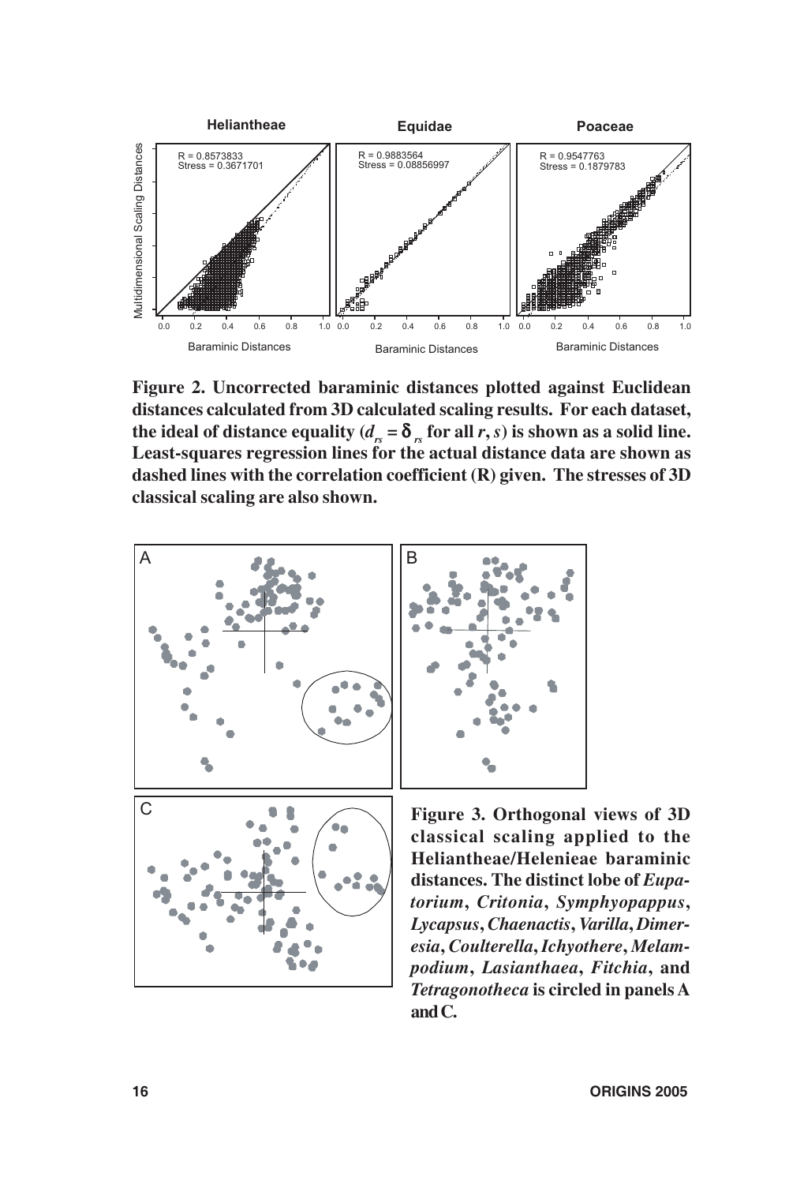**Figure 2. Uncorrected baraminic distances plotted against Euclidean distances calculated from 3D calculated scaling results. For each dataset, the ideal of distance equality ($d_{rs} = \delta_{rs}$ for all $r, s$) is shown as a solid line. Least-squares regression lines for the actual distance data are shown as dashed lines with the correlation coefficient (R) given. The stresses of 3D classical scaling are also shown.**

**Figure 3. Orthogonal views of 3D classical scaling applied to the Heliantheae/Helenieae baraminic distances. The distinct lobe of *Eupatorium*, *Critonia*, *Symphyopappus*, *Lycapsus*, *Chaenactis*, *Varilla*, *Dimeresia*, *Coulterella*, *Ichyothere*, *Melampodium*, *Lasianthaea*, *Fitchia*, and *Tetragonotheca* is circled in panels A and C.**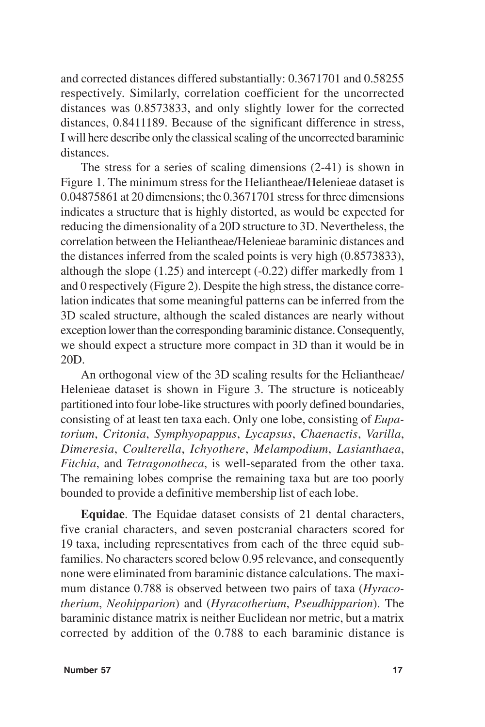and corrected distances differed substantially: 0.3671701 and 0.58255 respectively. Similarly, correlation coefficient for the uncorrected distances was 0.8573833, and only slightly lower for the corrected distances, 0.8411189. Because of the significant difference in stress, I will here describe only the classical scaling of the uncorrected baraminic distances.

The stress for a series of scaling dimensions (2-41) is shown in Figure 1. The minimum stress for the Heliantheae/Helenieae dataset is 0.04875861 at 20 dimensions; the 0.3671701 stress for three dimensions indicates a structure that is highly distorted, as would be expected for reducing the dimensionality of a 20D structure to 3D. Nevertheless, the correlation between the Heliantheae/Helenieae baraminic distances and the distances inferred from the scaled points is very high (0.8573833), although the slope (1.25) and intercept (-0.22) differ markedly from 1 and 0 respectively (Figure 2). Despite the high stress, the distance correlation indicates that some meaningful patterns can be inferred from the 3D scaled structure, although the scaled distances are nearly without exception lower than the corresponding baraminic distance. Consequently, we should expect a structure more compact in 3D than it would be in 20D.

An orthogonal view of the 3D scaling results for the Heliantheae/Helenieae dataset is shown in Figure 3. The structure is noticeably partitioned into four lobe-like structures with poorly defined boundaries, consisting of at least ten taxa each. Only one lobe, consisting of *Eupatorium*, *Critonia*, *Symphyopappus*, *Lycapsus*, *Chaenactis*, *Varilla*, *Dimeresia*, *Coulterella*, *Ichyothere*, *Melampodium*, *Lasianthaea*, *Fitchia*, and *Tetragonotheca*, is well-separated from the other taxa. The remaining lobes comprise the remaining taxa but are too poorly bounded to provide a definitive membership list of each lobe.

**Equidae**. The Equidae dataset consists of 21 dental characters, five cranial characters, and seven postcranial characters scored for 19 taxa, including representatives from each of the three equid subfamilies. No characters scored below 0.95 relevance, and consequently none were eliminated from baraminic distance calculations. The maximum distance 0.788 is observed between two pairs of taxa (*Hyracotherium*, *Neohipparion*) and (*Hyracotherium*, *Pseudhipparion*). The baraminic distance matrix is neither Euclidean nor metric, but a matrix corrected by addition of the 0.788 to each baraminic distance is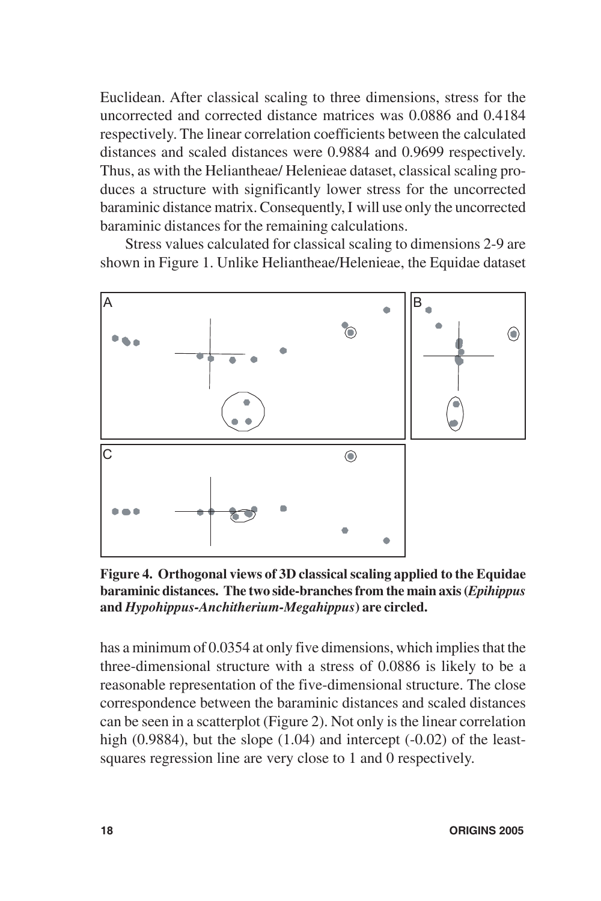Euclidean. After classical scaling to three dimensions, stress for the uncorrected and corrected distance matrices was 0.0886 and 0.4184 respectively. The linear correlation coefficients between the calculated distances and scaled distances were 0.9884 and 0.9699 respectively. Thus, as with the Heliantheae/ Helenieae dataset, classical scaling produces a structure with significantly lower stress for the uncorrected baraminic distance matrix. Consequently, I will use only the uncorrected baraminic distances for the remaining calculations.

Stress values calculated for classical scaling to dimensions 2-9 are shown in Figure 1. Unlike Heliantheae/Helenieae, the Equidae dataset

**Figure 4. Orthogonal views of 3D classical scaling applied to the Equidae baraminic distances. The two side-branches from the main axis (*Epihippus* and *Hypohippus-Anchitherium-Megahippus*) are circled.**

has a minimum of 0.0354 at only five dimensions, which implies that the three-dimensional structure with a stress of 0.0886 is likely to be a reasonable representation of the five-dimensional structure. The close correspondence between the baraminic distances and scaled distances can be seen in a scatterplot (Figure 2). Not only is the linear correlation high (0.9884), but the slope (1.04) and intercept (-0.02) of the least-squares regression line are very close to 1 and 0 respectively.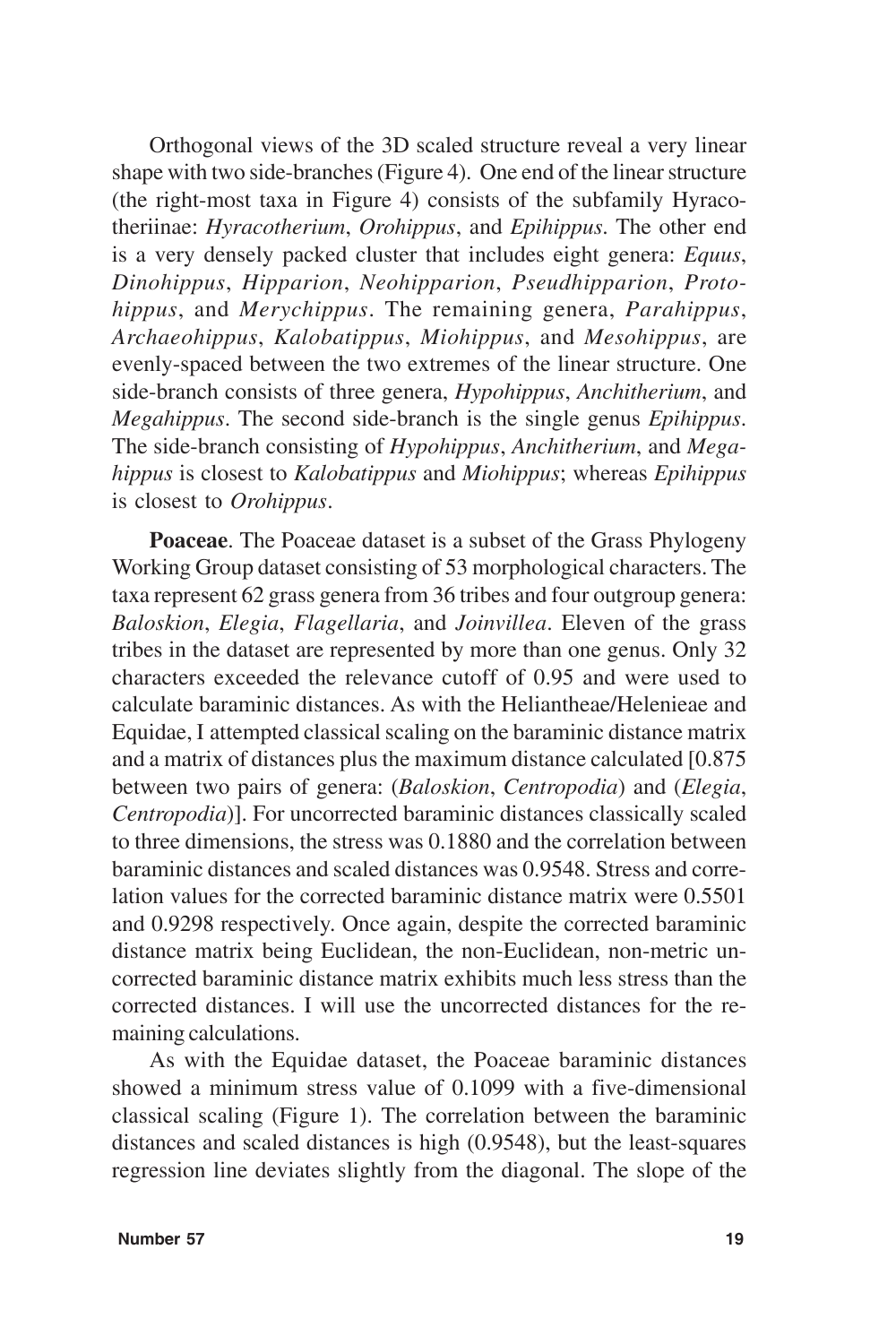Orthogonal views of the 3D scaled structure reveal a very linear shape with two side-branches (Figure 4). One end of the linear structure (the right-most taxa in Figure 4) consists of the subfamily Hyracotheriinae: *Hyracotherium*, *Orohippus*, and *Epihippus*. The other end is a very densely packed cluster that includes eight genera: *Equus*, *Dinohippus*, *Hipparion*, *Neohipparion*, *Pseudhipparion*, *Protohippus*, and *Merychippus*. The remaining genera, *Parahippus*, *Archaeohippus*, *Kalobatippus*, *Miohippus*, and *Mesohippus*, are evenly-spaced between the two extremes of the linear structure. One side-branch consists of three genera, *Hypohippus*, *Anchitherium*, and *Megahippus*. The second side-branch is the single genus *Epihippus*. The side-branch consisting of *Hypohippus*, *Anchitherium*, and *Megahippus* is closest to *Kalobatippus* and *Miohippus*; whereas *Epihippus* is closest to *Orohippus*.

**Poaceae**. The Poaceae dataset is a subset of the Grass Phylogeny Working Group dataset consisting of 53 morphological characters. The taxa represent 62 grass genera from 36 tribes and four outgroup genera: *Baloskion*, *Elegia*, *Flagellaria*, and *Joinvillea*. Eleven of the grass tribes in the dataset are represented by more than one genus. Only 32 characters exceeded the relevance cutoff of 0.95 and were used to calculate baraminic distances. As with the Heliantheae/Helenieae and Equidae, I attempted classical scaling on the baraminic distance matrix and a matrix of distances plus the maximum distance calculated [0.875 between two pairs of genera: (*Baloskion*, *Centropodia*) and (*Elegia*, *Centropodia*)]. For uncorrected baraminic distances classically scaled to three dimensions, the stress was 0.1880 and the correlation between baraminic distances and scaled distances was 0.9548. Stress and correlation values for the corrected baraminic distance matrix were 0.5501 and 0.9298 respectively. Once again, despite the corrected baraminic distance matrix being Euclidean, the non-Euclidean, non-metric uncorrected baraminic distance matrix exhibits much less stress than the corrected distances. I will use the uncorrected distances for the remaining calculations.

As with the Equidae dataset, the Poaceae baraminic distances showed a minimum stress value of 0.1099 with a five-dimensional classical scaling (Figure 1). The correlation between the baraminic distances and scaled distances is high (0.9548), but the least-squares regression line deviates slightly from the diagonal. The slope of the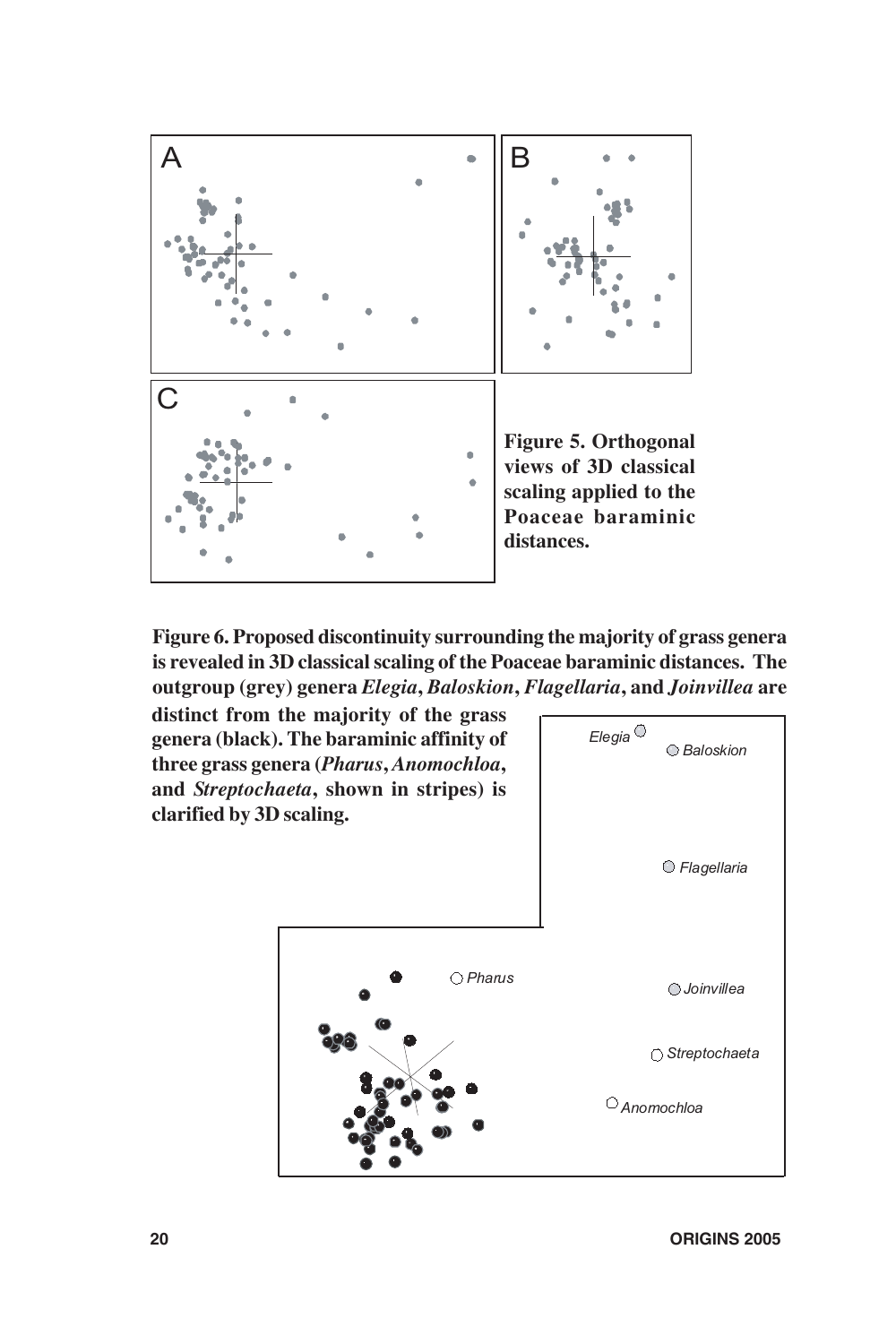**Figure 5. Orthogonal views of 3D classical scaling applied to the Poaceae baraminic distances.**

**Figure 6. Proposed discontinuity surrounding the majority of grass genera is revealed in 3D classical scaling of the Poaceae baraminic distances. The outgroup (grey) genera *Elegia*, *Baloskion*, *Flagellaria*, and *Joinvillea* are distinct from the majority of the grass genera (black). The baraminic affinity of three grass genera (*Pharus*, *Anomochloa*, and *Streptochaeta*, shown in stripes) is clarified by 3D scaling.**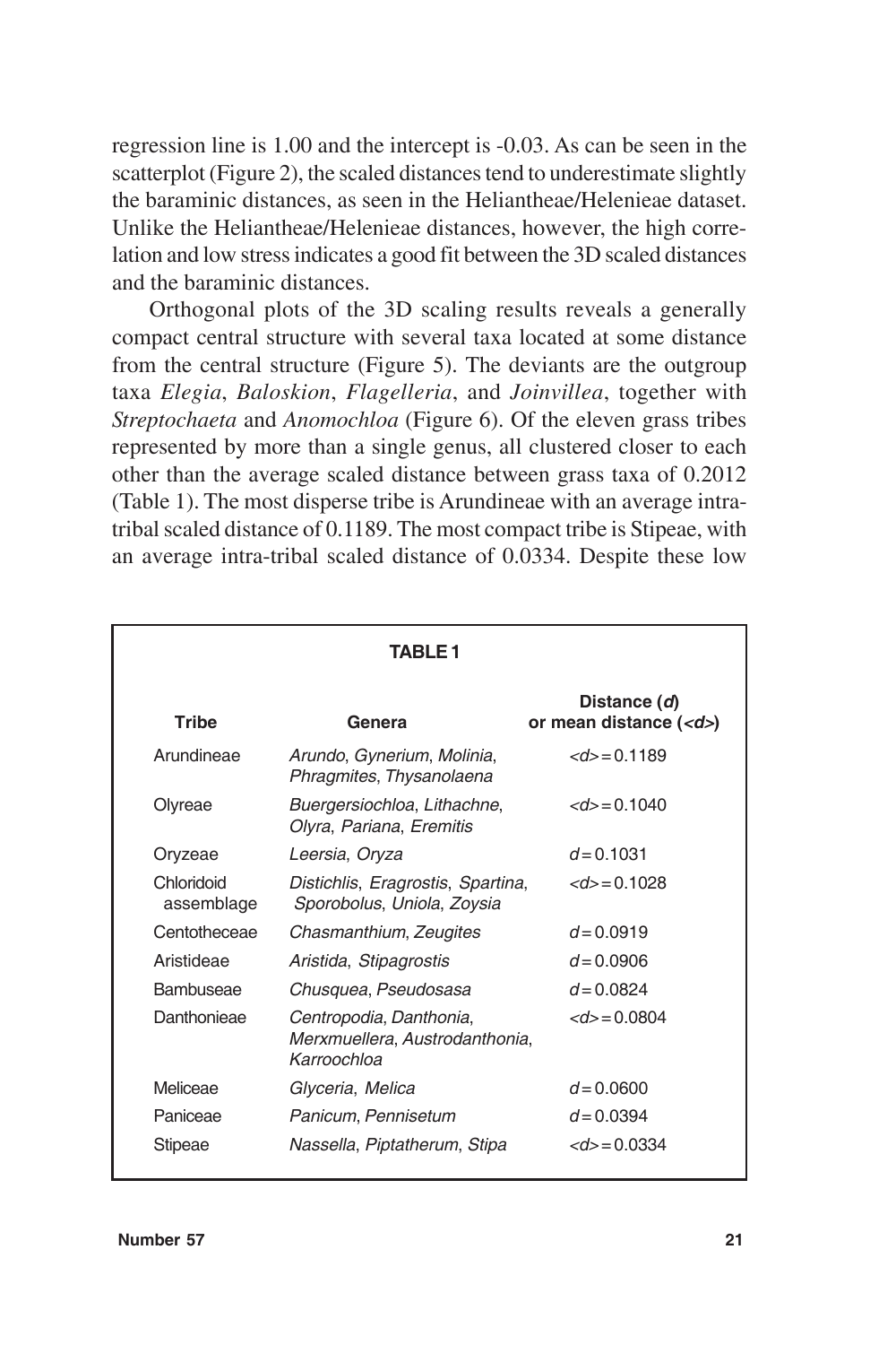regression line is 1.00 and the intercept is -0.03. As can be seen in the scatterplot (Figure 2), the scaled distances tend to underestimate slightly the baraminic distances, as seen in the Heliantheae/Helenieae dataset. Unlike the Heliantheae/Helenieae distances, however, the high correlation and low stress indicates a good fit between the 3D scaled distances and the baraminic distances.

Orthogonal plots of the 3D scaling results reveals a generally compact central structure with several taxa located at some distance from the central structure (Figure 5). The deviants are the outgroup taxa *Elegia*, *Baloskion*, *Flagelleria*, and *Joinvillea*, together with *Streptochaeta* and *Anomochloa* (Figure 6). Of the eleven grass tribes represented by more than a single genus, all clustered closer to each other than the average scaled distance between grass taxa of 0.2012 (Table 1). The most disperse tribe is Arundineae with an average intra-tribal scaled distance of 0.1189. The most compact tribe is Stipeae, with an average intra-tribal scaled distance of 0.0334. Despite these low

**TABLE 1**

| Tribe | Genera | Distance (*d*) or mean distance (<*d*>) |
|---|---|---|
| Arundineae | *Arundo*, *Gynerium*, *Molinia*, *Phragmites*, *Thysanolaena* | <*d*> = 0.1189 |
| Olyreae | *Buergersiochloa*, *Lithachne*, *Olyra*, *Pariana*, *Eremitis* | <*d*> = 0.1040 |
| Oryzeae | *Leersia*, *Oryza* | *d* = 0.1031 |
| Chloridoid assemblage | *Distichlis*, *Eragrostis*, *Spartina*, *Sporobolus*, *Uniola*, *Zoysia* | <*d*> = 0.1028 |
| Centotheceae | *Chasmanthium*, *Zeugites* | *d* = 0.0919 |
| Aristideae | *Aristida*, *Stipagrostis* | *d* = 0.0906 |
| Bambuseae | *Chusquea*, *Pseudosasa* | *d* = 0.0824 |
| Danthonieae | *Centropodia*, *Danthonia*, *Merxmuellera*, *Austrodanthonia*, *Karroochloa* | <*d*> = 0.0804 |
| Meliceae | *Glyceria*, *Melica* | *d* = 0.0600 |
| Paniceae | *Panicum*, *Pennisetum* | *d* = 0.0394 |
| Stipeae | *Nassella*, *Piptatherum*, *Stipa* | <*d*> = 0.0334 |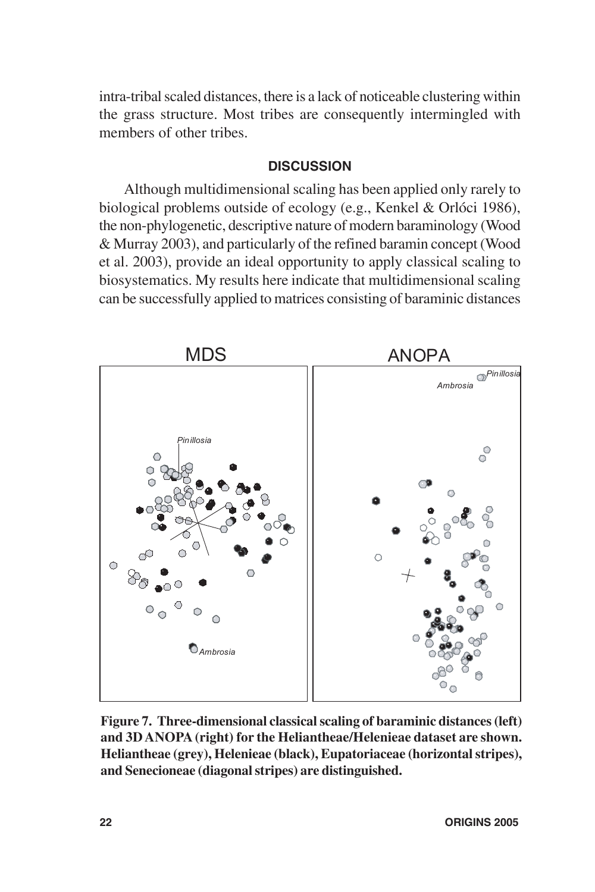intra-tribal scaled distances, there is a lack of noticeable clustering within the grass structure. Most tribes are consequently intermingled with members of other tribes.

## DISCUSSION

Although multidimensional scaling has been applied only rarely to biological problems outside of ecology (e.g., Kenkel & Orlóci 1986), the non-phylogenetic, descriptive nature of modern baraminology (Wood & Murray 2003), and particularly of the refined baramin concept (Wood et al. 2003), provide an ideal opportunity to apply classical scaling to biosystematics. My results here indicate that multidimensional scaling can be successfully applied to matrices consisting of baraminic distances

**Figure 7. Three-dimensional classical scaling of baraminic distances (left) and 3D ANOPA (right) for the Heliantheae/Helenieae dataset are shown. Heliantheae (grey), Helenieae (black), Eupatoriaceae (horizontal stripes), and Senecioneae (diagonal stripes) are distinguished.**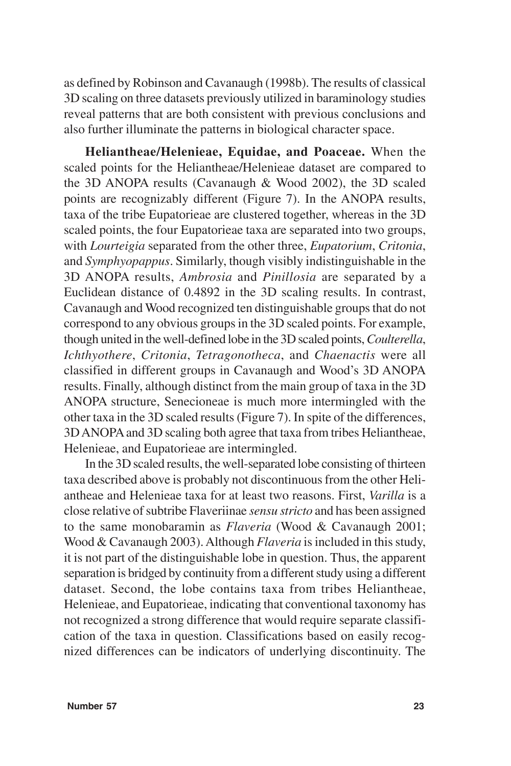as defined by Robinson and Cavanaugh (1998b). The results of classical 3D scaling on three datasets previously utilized in baraminology studies reveal patterns that are both consistent with previous conclusions and also further illuminate the patterns in biological character space.

**Heliantheae/Helenieae, Equidae, and Poaceae.** When the scaled points for the Heliantheae/Helenieae dataset are compared to the 3D ANOPA results (Cavanaugh & Wood 2002), the 3D scaled points are recognizably different (Figure 7). In the ANOPA results, taxa of the tribe Eupatorieae are clustered together, whereas in the 3D scaled points, the four Eupatorieae taxa are separated into two groups, with *Lourteigia* separated from the other three, *Eupatorium*, *Critonia*, and *Symphyopappus*. Similarly, though visibly indistinguishable in the 3D ANOPA results, *Ambrosia* and *Pinillosia* are separated by a Euclidean distance of 0.4892 in the 3D scaling results. In contrast, Cavanaugh and Wood recognized ten distinguishable groups that do not correspond to any obvious groups in the 3D scaled points. For example, though united in the well-defined lobe in the 3D scaled points, *Coulterella*, *Ichthyothere*, *Critonia*, *Tetragonotheca*, and *Chaenactis* were all classified in different groups in Cavanaugh and Wood's 3D ANOPA results. Finally, although distinct from the main group of taxa in the 3D ANOPA structure, Senecioneae is much more intermingled with the other taxa in the 3D scaled results (Figure 7). In spite of the differences, 3D ANOPA and 3D scaling both agree that taxa from tribes Heliantheae, Helenieae, and Eupatorieae are intermingled.

In the 3D scaled results, the well-separated lobe consisting of thirteen taxa described above is probably not discontinuous from the other Heliantheae and Helenieae taxa for at least two reasons. First, *Varilla* is a close relative of subtribe Flaveriinae *sensu stricto* and has been assigned to the same monobaramin as *Flaveria* (Wood & Cavanaugh 2001; Wood & Cavanaugh 2003). Although *Flaveria* is included in this study, it is not part of the distinguishable lobe in question. Thus, the apparent separation is bridged by continuity from a different study using a different dataset. Second, the lobe contains taxa from tribes Heliantheae, Helenieae, and Eupatorieae, indicating that conventional taxonomy has not recognized a strong difference that would require separate classification of the taxa in question. Classifications based on easily recognized differences can be indicators of underlying discontinuity. The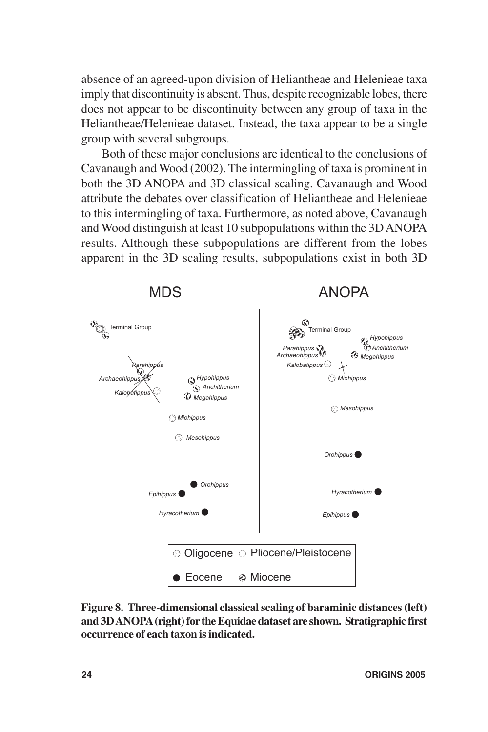absence of an agreed-upon division of Heliantheae and Helenieae taxa imply that discontinuity is absent. Thus, despite recognizable lobes, there does not appear to be discontinuity between any group of taxa in the Heliantheae/Helenieae dataset. Instead, the taxa appear to be a single group with several subgroups.

Both of these major conclusions are identical to the conclusions of Cavanaugh and Wood (2002). The intermingling of taxa is prominent in both the 3D ANOPA and 3D classical scaling. Cavanaugh and Wood attribute the debates over classification of Heliantheae and Helenieae to this intermingling of taxa. Furthermore, as noted above, Cavanaugh and Wood distinguish at least 10 subpopulations within the 3D ANOPA results. Although these subpopulations are different from the lobes apparent in the 3D scaling results, subpopulations exist in both 3D

**Figure 8. Three-dimensional classical scaling of baraminic distances (left) and 3D ANOPA (right) for the Equidae dataset are shown. Stratigraphic first occurrence of each taxon is indicated.**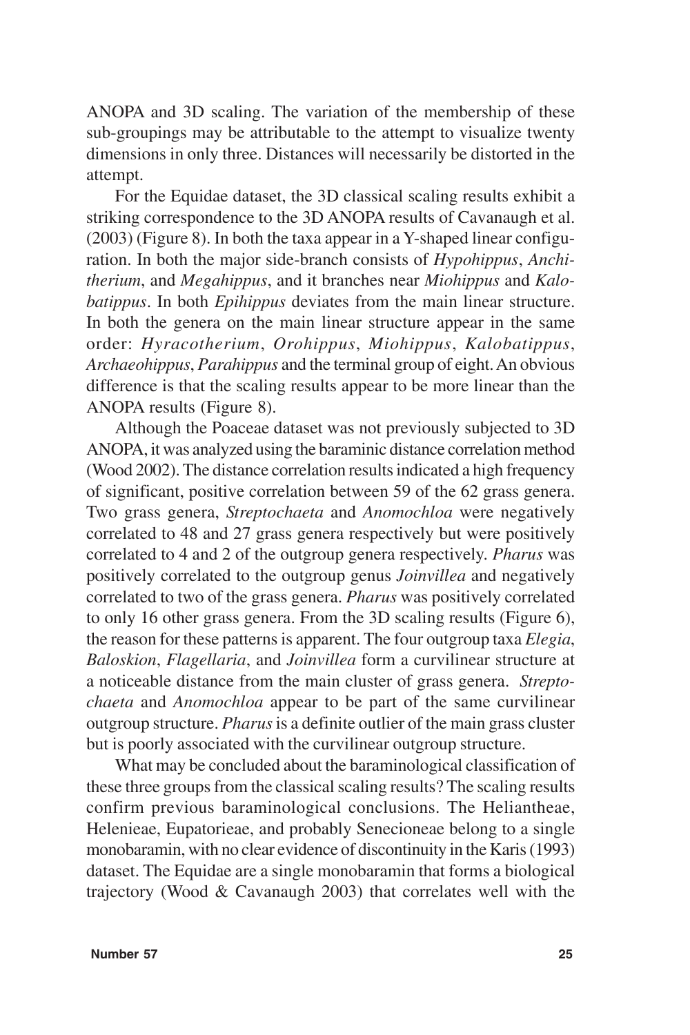ANOPA and 3D scaling. The variation of the membership of these sub-groupings may be attributable to the attempt to visualize twenty dimensions in only three. Distances will necessarily be distorted in the attempt.

For the Equidae dataset, the 3D classical scaling results exhibit a striking correspondence to the 3D ANOPA results of Cavanaugh et al. (2003) (Figure 8). In both the taxa appear in a Y-shaped linear configuration. In both the major side-branch consists of *Hypohippus*, *Anchitherium*, and *Megahippus*, and it branches near *Miohippus* and *Kalobatippus*. In both *Epihippus* deviates from the main linear structure. In both the genera on the main linear structure appear in the same order: *Hyracotherium*, *Orohippus*, *Miohippus*, *Kalobatippus*, *Archaeohippus*, *Parahippus* and the terminal group of eight. An obvious difference is that the scaling results appear to be more linear than the ANOPA results (Figure 8).

Although the Poaceae dataset was not previously subjected to 3D ANOPA, it was analyzed using the baraminic distance correlation method (Wood 2002). The distance correlation results indicated a high frequency of significant, positive correlation between 59 of the 62 grass genera. Two grass genera, *Streptochaeta* and *Anomochloa* were negatively correlated to 48 and 27 grass genera respectively but were positively correlated to 4 and 2 of the outgroup genera respectively. *Pharus* was positively correlated to the outgroup genus *Joinvillea* and negatively correlated to two of the grass genera. *Pharus* was positively correlated to only 16 other grass genera. From the 3D scaling results (Figure 6), the reason for these patterns is apparent. The four outgroup taxa *Elegia*, *Baloskion*, *Flagellaria*, and *Joinvillea* form a curvilinear structure at a noticeable distance from the main cluster of grass genera. *Streptochaeta* and *Anomochloa* appear to be part of the same curvilinear outgroup structure. *Pharus* is a definite outlier of the main grass cluster but is poorly associated with the curvilinear outgroup structure.

What may be concluded about the baraminological classification of these three groups from the classical scaling results? The scaling results confirm previous baraminological conclusions. The Heliantheae, Helenieae, Eupatorieae, and probably Senecioneae belong to a single monobaramin, with no clear evidence of discontinuity in the Karis (1993) dataset. The Equidae are a single monobaramin that forms a biological trajectory (Wood & Cavanaugh 2003) that correlates well with the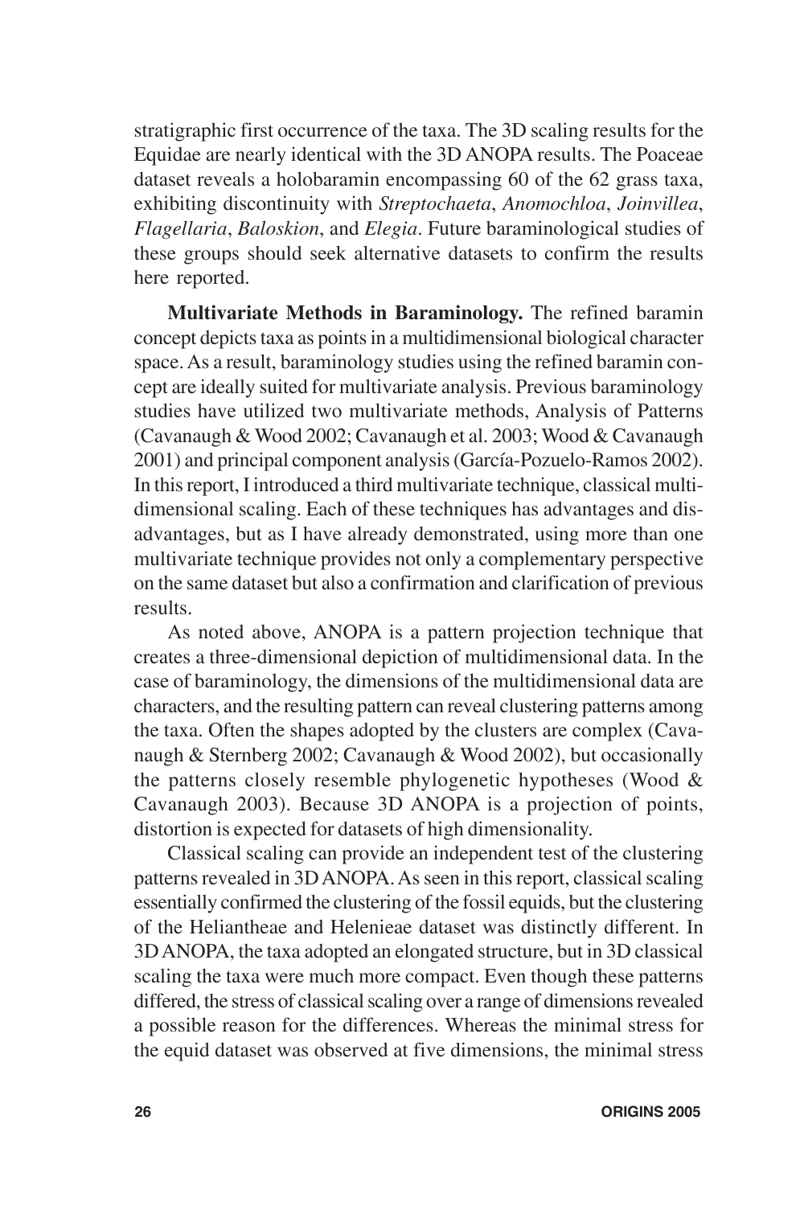stratigraphic first occurrence of the taxa. The 3D scaling results for the Equidae are nearly identical with the 3D ANOPA results. The Poaceae dataset reveals a holobaramin encompassing 60 of the 62 grass taxa, exhibiting discontinuity with *Streptochaeta*, *Anomochloa*, *Joinvillea*, *Flagellaria*, *Baloskion*, and *Elegia*. Future baraminological studies of these groups should seek alternative datasets to confirm the results here reported.

**Multivariate Methods in Baraminology.** The refined baramin concept depicts taxa as points in a multidimensional biological character space. As a result, baraminology studies using the refined baramin concept are ideally suited for multivariate analysis. Previous baraminology studies have utilized two multivariate methods, Analysis of Patterns (Cavanaugh & Wood 2002; Cavanaugh et al. 2003; Wood & Cavanaugh 2001) and principal component analysis (García-Pozuelo-Ramos 2002). In this report, I introduced a third multivariate technique, classical multidimensional scaling. Each of these techniques has advantages and disadvantages, but as I have already demonstrated, using more than one multivariate technique provides not only a complementary perspective on the same dataset but also a confirmation and clarification of previous results.

As noted above, ANOPA is a pattern projection technique that creates a three-dimensional depiction of multidimensional data. In the case of baraminology, the dimensions of the multidimensional data are characters, and the resulting pattern can reveal clustering patterns among the taxa. Often the shapes adopted by the clusters are complex (Cavanaugh & Sternberg 2002; Cavanaugh & Wood 2002), but occasionally the patterns closely resemble phylogenetic hypotheses (Wood & Cavanaugh 2003). Because 3D ANOPA is a projection of points, distortion is expected for datasets of high dimensionality.

Classical scaling can provide an independent test of the clustering patterns revealed in 3D ANOPA. As seen in this report, classical scaling essentially confirmed the clustering of the fossil equids, but the clustering of the Heliantheae and Helenieae dataset was distinctly different. In 3D ANOPA, the taxa adopted an elongated structure, but in 3D classical scaling the taxa were much more compact. Even though these patterns differed, the stress of classical scaling over a range of dimensions revealed a possible reason for the differences. Whereas the minimal stress for the equid dataset was observed at five dimensions, the minimal stress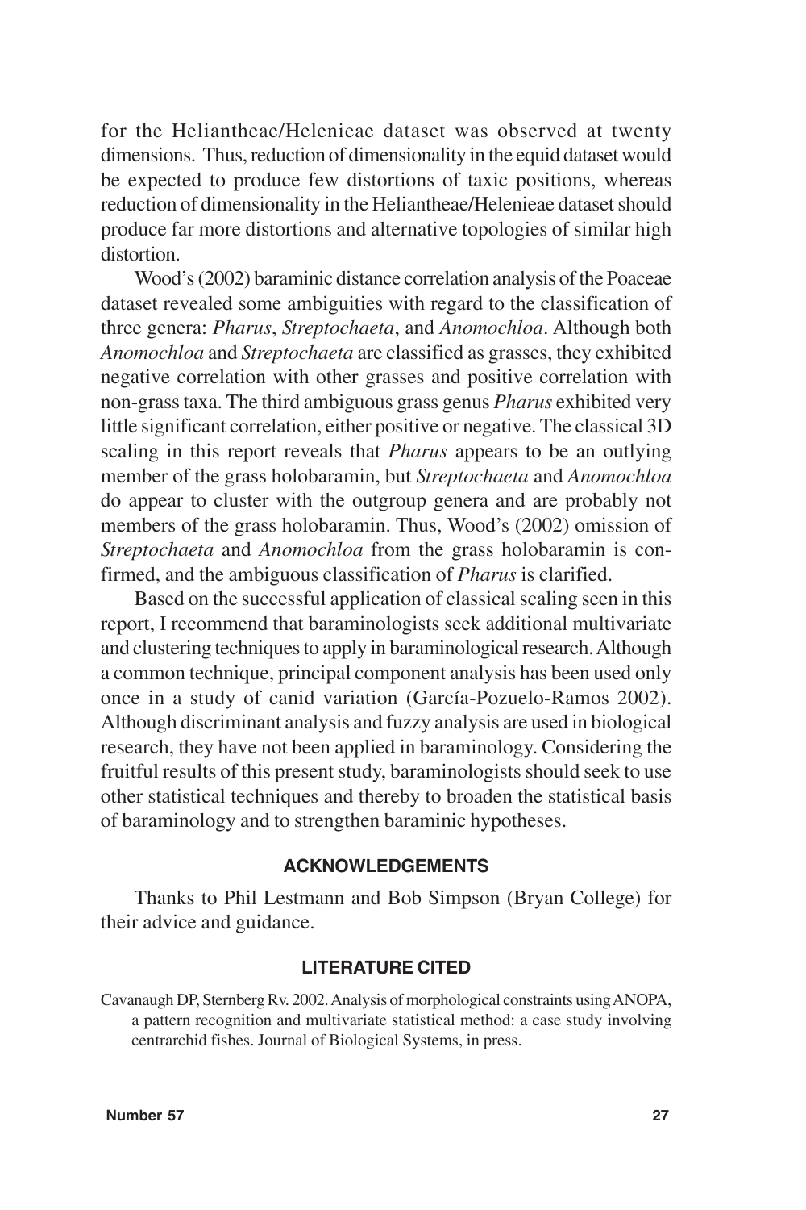for the Heliantheae/Helenieae dataset was observed at twenty dimensions. Thus, reduction of dimensionality in the equid dataset would be expected to produce few distortions of taxic positions, whereas reduction of dimensionality in the Heliantheae/Helenieae dataset should produce far more distortions and alternative topologies of similar high distortion.

Wood's (2002) baraminic distance correlation analysis of the Poaceae dataset revealed some ambiguities with regard to the classification of three genera: *Pharus*, *Streptochaeta*, and *Anomochloa*. Although both *Anomochloa* and *Streptochaeta* are classified as grasses, they exhibited negative correlation with other grasses and positive correlation with non-grass taxa. The third ambiguous grass genus *Pharus* exhibited very little significant correlation, either positive or negative. The classical 3D scaling in this report reveals that *Pharus* appears to be an outlying member of the grass holobaramin, but *Streptochaeta* and *Anomochloa* do appear to cluster with the outgroup genera and are probably not members of the grass holobaramin. Thus, Wood's (2002) omission of *Streptochaeta* and *Anomochloa* from the grass holobaramin is confirmed, and the ambiguous classification of *Pharus* is clarified.

Based on the successful application of classical scaling seen in this report, I recommend that baraminologists seek additional multivariate and clustering techniques to apply in baraminological research. Although a common technique, principal component analysis has been used only once in a study of canid variation (García-Pozuelo-Ramos 2002). Although discriminant analysis and fuzzy analysis are used in biological research, they have not been applied in baraminology. Considering the fruitful results of this present study, baraminologists should seek to use other statistical techniques and thereby to broaden the statistical basis of baraminology and to strengthen baraminic hypotheses.

## ACKNOWLEDGEMENTS

Thanks to Phil Lestmann and Bob Simpson (Bryan College) for their advice and guidance.

## LITERATURE CITED

Cavanaugh DP, Sternberg Rv. 2002. Analysis of morphological constraints using ANOPA, a pattern recognition and multivariate statistical method: a case study involving centrarchid fishes. Journal of Biological Systems, in press.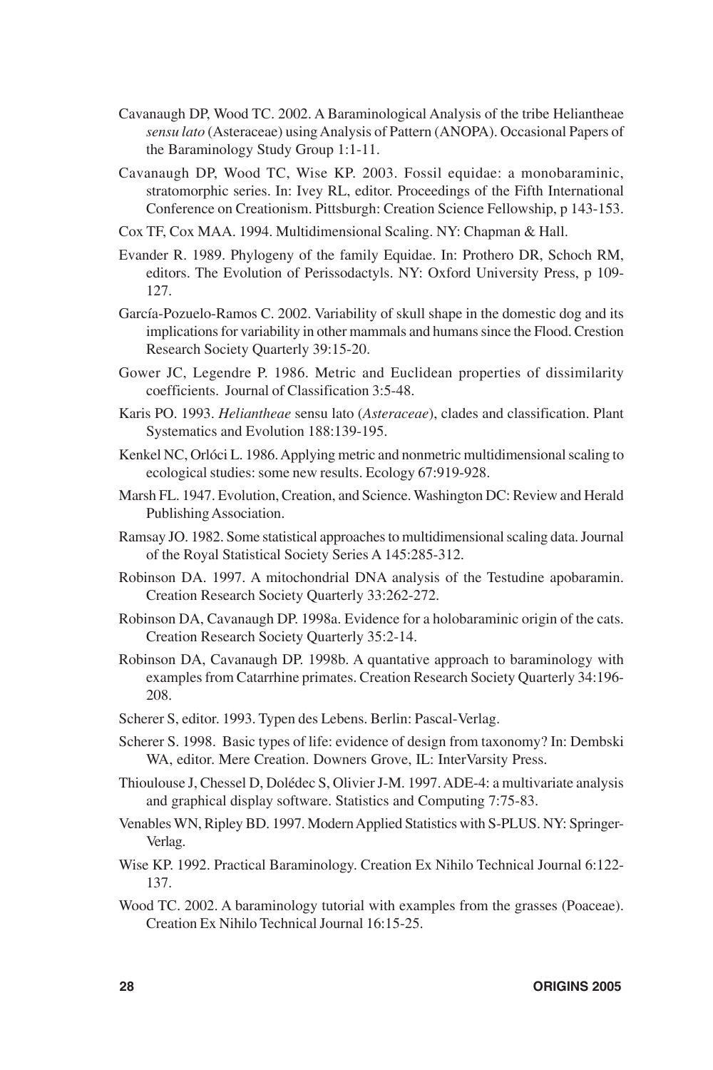Cavanaugh DP, Wood TC. 2002. A Baraminological Analysis of the tribe Heliantheae *sensu lato* (Asteraceae) using Analysis of Pattern (ANOPA). Occasional Papers of the Baraminology Study Group 1:1-11.

Cavanaugh DP, Wood TC, Wise KP. 2003. Fossil equidae: a monobaraminic, stratomorphic series. In: Ivey RL, editor. Proceedings of the Fifth International Conference on Creationism. Pittsburgh: Creation Science Fellowship, p 143-153.

Cox TF, Cox MAA. 1994. Multidimensional Scaling. NY: Chapman & Hall.

Evander R. 1989. Phylogeny of the family Equidae. In: Prothero DR, Schoch RM, editors. The Evolution of Perissodactyls. NY: Oxford University Press, p 109-127.

García-Pozuelo-Ramos C. 2002. Variability of skull shape in the domestic dog and its implications for variability in other mammals and humans since the Flood. Crestion Research Society Quarterly 39:15-20.

Gower JC, Legendre P. 1986. Metric and Euclidean properties of dissimilarity coefficients. Journal of Classification 3:5-48.

Karis PO. 1993. *Heliantheae* sensu lato (*Asteraceae*), clades and classification. Plant Systematics and Evolution 188:139-195.

Kenkel NC, Orlóci L. 1986. Applying metric and nonmetric multidimensional scaling to ecological studies: some new results. Ecology 67:919-928.

Marsh FL. 1947. Evolution, Creation, and Science. Washington DC: Review and Herald Publishing Association.

Ramsay JO. 1982. Some statistical approaches to multidimensional scaling data. Journal of the Royal Statistical Society Series A 145:285-312.

Robinson DA. 1997. A mitochondrial DNA analysis of the Testudine apobaramin. Creation Research Society Quarterly 33:262-272.

Robinson DA, Cavanaugh DP. 1998a. Evidence for a holobaraminic origin of the cats. Creation Research Society Quarterly 35:2-14.

Robinson DA, Cavanaugh DP. 1998b. A quantative approach to baraminology with examples from Catarrhine primates. Creation Research Society Quarterly 34:196-208.

Scherer S, editor. 1993. Typen des Lebens. Berlin: Pascal-Verlag.

Scherer S. 1998. Basic types of life: evidence of design from taxonomy? In: Dembski WA, editor. Mere Creation. Downers Grove, IL: InterVarsity Press.

Thioulouse J, Chessel D, Dolédec S, Olivier J-M. 1997. ADE-4: a multivariate analysis and graphical display software. Statistics and Computing 7:75-83.

Venables WN, Ripley BD. 1997. Modern Applied Statistics with S-PLUS. NY: Springer-Verlag.

Wise KP. 1992. Practical Baraminology. Creation Ex Nihilo Technical Journal 6:122-137.

Wood TC. 2002. A baraminology tutorial with examples from the grasses (Poaceae). Creation Ex Nihilo Technical Journal 16:15-25.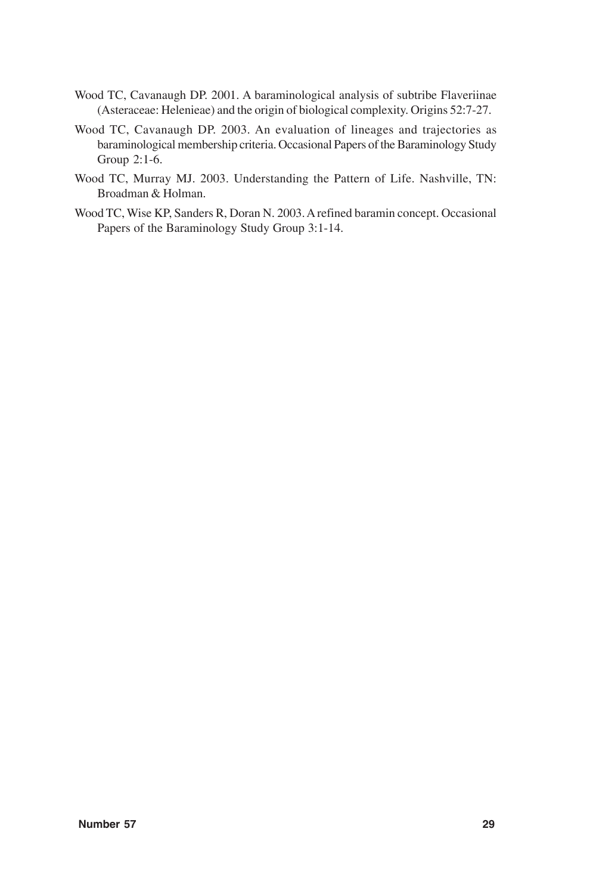Wood TC, Cavanaugh DP. 2001. A baraminological analysis of subtribe Flaveriinae (Asteraceae: Helenieae) and the origin of biological complexity. Origins 52:7-27.

Wood TC, Cavanaugh DP. 2003. An evaluation of lineages and trajectories as baraminological membership criteria. Occasional Papers of the Baraminology Study Group 2:1-6.

Wood TC, Murray MJ. 2003. Understanding the Pattern of Life. Nashville, TN: Broadman & Holman.

Wood TC, Wise KP, Sanders R, Doran N. 2003. A refined baramin concept. Occasional Papers of the Baraminology Study Group 3:1-14.